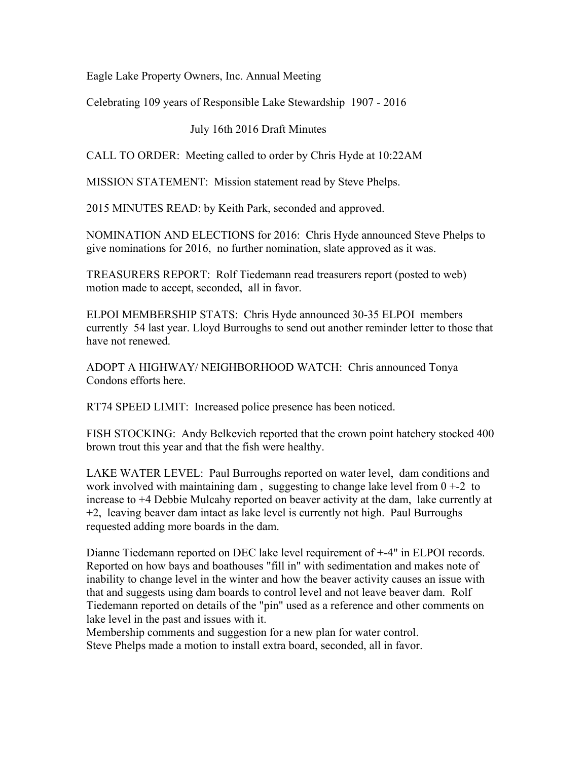Eagle Lake Property Owners, Inc. Annual Meeting

Celebrating 109 years of Responsible Lake Stewardship 1907 - 2016

July 16th 2016 Draft Minutes

CALL TO ORDER: Meeting called to order by Chris Hyde at 10:22AM

MISSION STATEMENT: Mission statement read by Steve Phelps.

2015 MINUTES READ: by Keith Park, seconded and approved.

NOMINATION AND ELECTIONS for 2016: Chris Hyde announced Steve Phelps to give nominations for 2016, no further nomination, slate approved as it was.

TREASURERS REPORT: Rolf Tiedemann read treasurers report (posted to web) motion made to accept, seconded, all in favor.

ELPOI MEMBERSHIP STATS: Chris Hyde announced 30-35 ELPOI members currently 54 last year. Lloyd Burroughs to send out another reminder letter to those that have not renewed.

ADOPT A HIGHWAY/ NEIGHBORHOOD WATCH: Chris announced Tonya Condons efforts here.

RT74 SPEED LIMIT: Increased police presence has been noticed.

FISH STOCKING: Andy Belkevich reported that the crown point hatchery stocked 400 brown trout this year and that the fish were healthy.

LAKE WATER LEVEL: Paul Burroughs reported on water level, dam conditions and work involved with maintaining dam , suggesting to change lake level from 0 +-2 to increase to +4 Debbie Mulcahy reported on beaver activity at the dam, lake currently at +2, leaving beaver dam intact as lake level is currently not high. Paul Burroughs requested adding more boards in the dam.

Dianne Tiedemann reported on DEC lake level requirement of +-4" in ELPOI records. Reported on how bays and boathouses "fill in" with sedimentation and makes note of inability to change level in the winter and how the beaver activity causes an issue with that and suggests using dam boards to control level and not leave beaver dam. Rolf Tiedemann reported on details of the "pin" used as a reference and other comments on lake level in the past and issues with it.
Membership comments and suggestion for a new plan for water control.
Steve Phelps made a motion to install extra board, seconded, all in favor.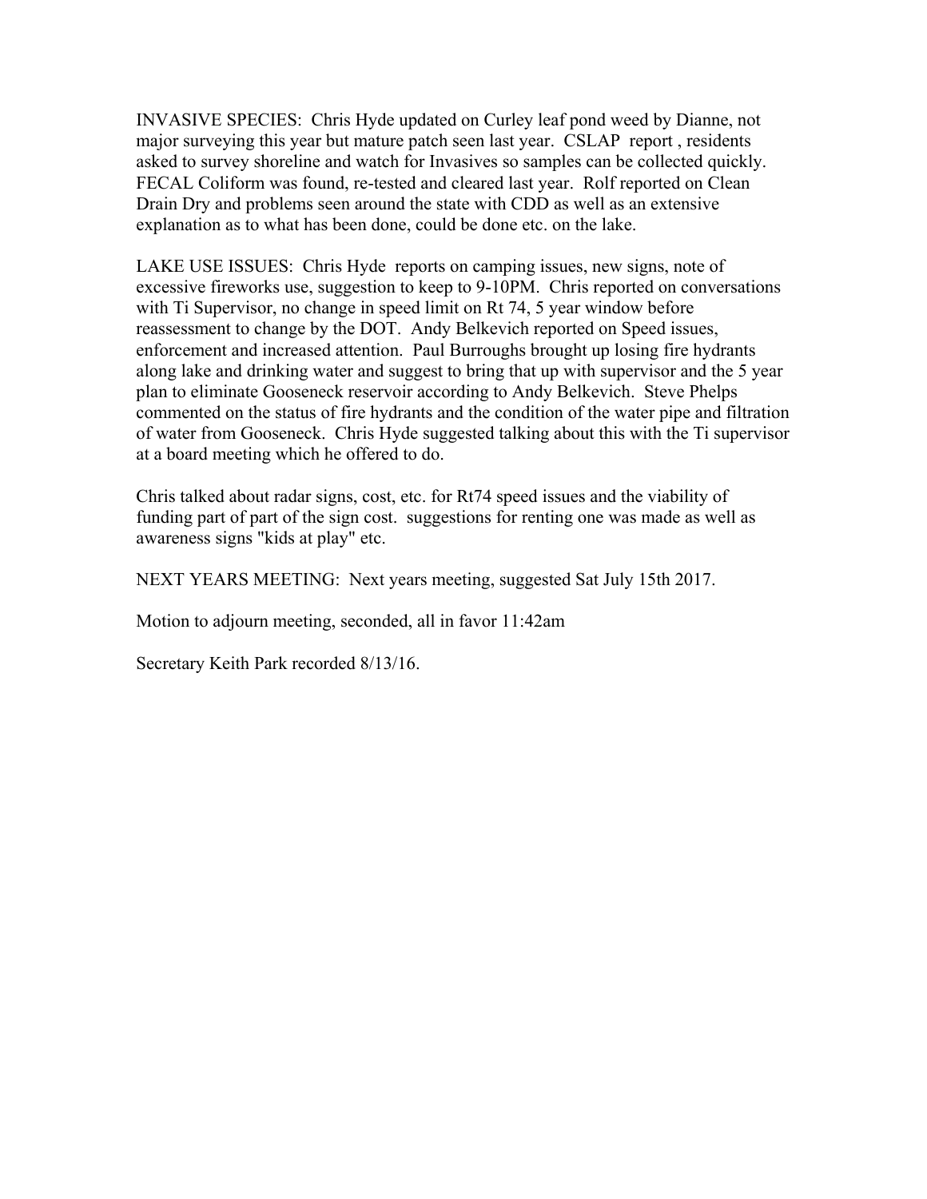INVASIVE SPECIES: Chris Hyde updated on Curley leaf pond weed by Dianne, not major surveying this year but mature patch seen last year. CSLAP report , residents asked to survey shoreline and watch for Invasives so samples can be collected quickly. FECAL Coliform was found, re-tested and cleared last year. Rolf reported on Clean Drain Dry and problems seen around the state with CDD as well as an extensive explanation as to what has been done, could be done etc. on the lake.

LAKE USE ISSUES: Chris Hyde reports on camping issues, new signs, note of excessive fireworks use, suggestion to keep to 9-10PM. Chris reported on conversations with Ti Supervisor, no change in speed limit on Rt 74, 5 year window before reassessment to change by the DOT. Andy Belkevich reported on Speed issues, enforcement and increased attention. Paul Burroughs brought up losing fire hydrants along lake and drinking water and suggest to bring that up with supervisor and the 5 year plan to eliminate Gooseneck reservoir according to Andy Belkevich. Steve Phelps commented on the status of fire hydrants and the condition of the water pipe and filtration of water from Gooseneck. Chris Hyde suggested talking about this with the Ti supervisor at a board meeting which he offered to do.

Chris talked about radar signs, cost, etc. for Rt74 speed issues and the viability of funding part of part of the sign cost. suggestions for renting one was made as well as awareness signs "kids at play" etc.

NEXT YEARS MEETING: Next years meeting, suggested Sat July 15th 2017.

Motion to adjourn meeting, seconded, all in favor 11:42am

Secretary Keith Park recorded 8/13/16.